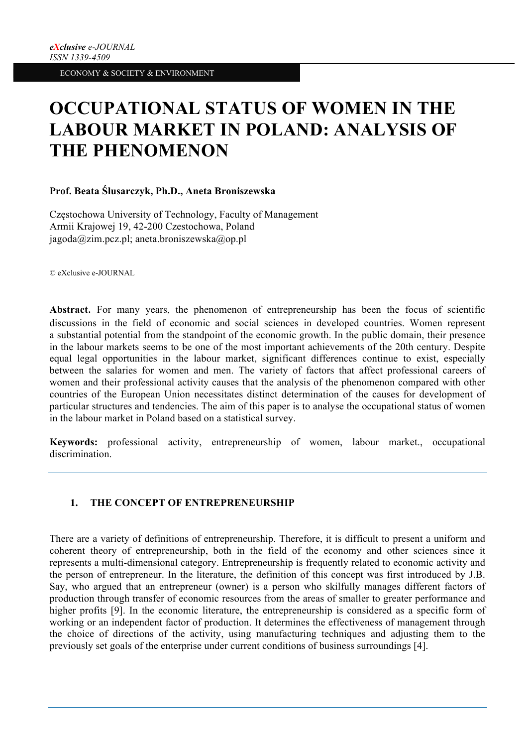# OCCUPATIONAL STATUS OF WOMEN IN THE LABOUR MARKET IN POLAND: ANALYSIS OF THE PHENOMENON

**Prof. Beata Ślusarczyk, Ph.D., Aneta Broniszewska**

Częstochowa University of Technology, Faculty of Management
Armii Krajowej 19, 42-200 Czestochowa, Poland
jagoda@zim.pcz.pl; aneta.broniszewska@op.pl

© eXclusive e-JOURNAL

**Abstract.** For many years, the phenomenon of entrepreneurship has been the focus of scientific discussions in the field of economic and social sciences in developed countries. Women represent a substantial potential from the standpoint of the economic growth. In the public domain, their presence in the labour markets seems to be one of the most important achievements of the 20th century. Despite equal legal opportunities in the labour market, significant differences continue to exist, especially between the salaries for women and men. The variety of factors that affect professional careers of women and their professional activity causes that the analysis of the phenomenon compared with other countries of the European Union necessitates distinct determination of the causes for development of particular structures and tendencies. The aim of this paper is to analyse the occupational status of women in the labour market in Poland based on a statistical survey.

**Keywords:** professional activity, entrepreneurship of women, labour market., occupational discrimination.

## 1. THE CONCEPT OF ENTREPRENEURSHIP

There are a variety of definitions of entrepreneurship. Therefore, it is difficult to present a uniform and coherent theory of entrepreneurship, both in the field of the economy and other sciences since it represents a multi-dimensional category. Entrepreneurship is frequently related to economic activity and the person of entrepreneur. In the literature, the definition of this concept was first introduced by J.B. Say, who argued that an entrepreneur (owner) is a person who skilfully manages different factors of production through transfer of economic resources from the areas of smaller to greater performance and higher profits [9]. In the economic literature, the entrepreneurship is considered as a specific form of working or an independent factor of production. It determines the effectiveness of management through the choice of directions of the activity, using manufacturing techniques and adjusting them to the previously set goals of the enterprise under current conditions of business surroundings [4].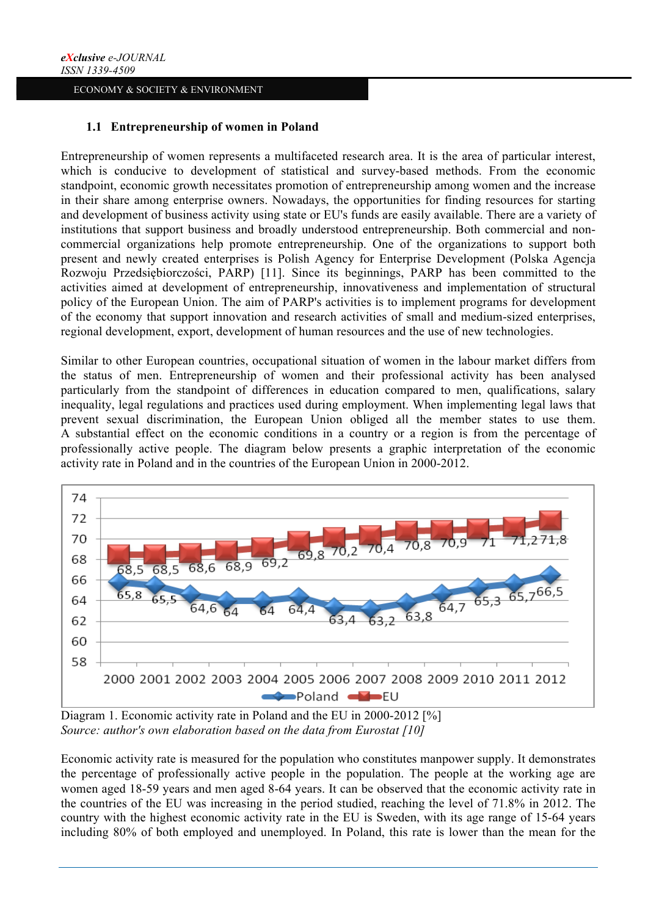### 1.1 Entrepreneurship of women in Poland

Entrepreneurship of women represents a multifaceted research area. It is the area of particular interest, which is conducive to development of statistical and survey-based methods. From the economic standpoint, economic growth necessitates promotion of entrepreneurship among women and the increase in their share among enterprise owners. Nowadays, the opportunities for finding resources for starting and development of business activity using state or EU's funds are easily available. There are a variety of institutions that support business and broadly understood entrepreneurship. Both commercial and non-commercial organizations help promote entrepreneurship. One of the organizations to support both present and newly created enterprises is Polish Agency for Enterprise Development (Polska Agencja Rozwoju Przedsiębiorczości, PARP) [11]. Since its beginnings, PARP has been committed to the activities aimed at development of entrepreneurship, innovativeness and implementation of structural policy of the European Union. The aim of PARP's activities is to implement programs for development of the economy that support innovation and research activities of small and medium-sized enterprises, regional development, export, development of human resources and the use of new technologies.

Similar to other European countries, occupational situation of women in the labour market differs from the status of men. Entrepreneurship of women and their professional activity has been analysed particularly from the standpoint of differences in education compared to men, qualifications, salary inequality, legal regulations and practices used during employment. When implementing legal laws that prevent sexual discrimination, the European Union obliged all the member states to use them. A substantial effect on the economic conditions in a country or a region is from the percentage of professionally active people. The diagram below presents a graphic interpretation of the economic activity rate in Poland and in the countries of the European Union in 2000-2012.

| Year | 2000 | 2001 | 2002 | 2003 | 2004 | 2005 | 2006 | 2007 | 2008 | 2009 | 2010 | 2011 | 2012 |
|---|---|---|---|---|---|---|---|---|---|---|---|---|---|
| Poland | 65,8 | 65,5 | 64,6 | 64 | 64 | 64,4 | 63,4 | 63,2 | 63,8 | 64,7 | 65,3 | 65,7 | 66,5 |
| EU | 68,5 | 68,5 | 68,6 | 68,9 | 69,2 | 69,8 | 70,2 | 70,4 | 70,8 | 70,9 | 71 | 71,2 | 71,8 |

Diagram 1. Economic activity rate in Poland and the EU in 2000-2012 [%]
*Source: author's own elaboration based on the data from Eurostat [10]*

Economic activity rate is measured for the population who constitutes manpower supply. It demonstrates the percentage of professionally active people in the population. The people at the working age are women aged 18-59 years and men aged 8-64 years. It can be observed that the economic activity rate in the countries of the EU was increasing in the period studied, reaching the level of 71.8% in 2012. The country with the highest economic activity rate in the EU is Sweden, with its age range of 15-64 years including 80% of both employed and unemployed. In Poland, this rate is lower than the mean for the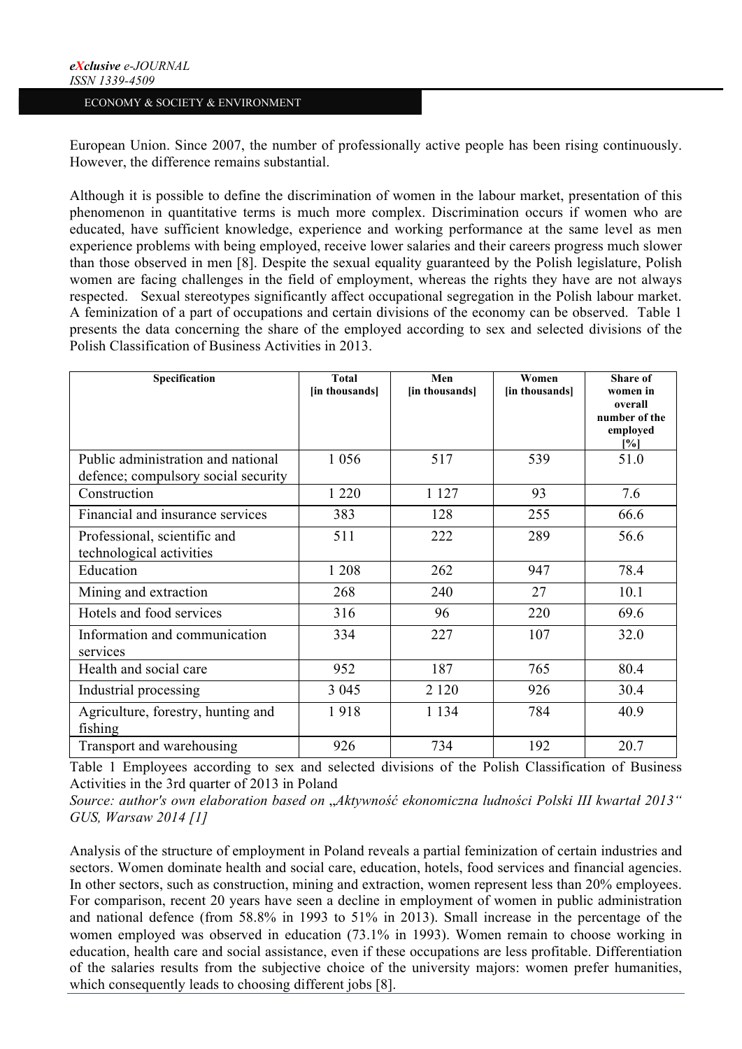European Union. Since 2007, the number of professionally active people has been rising continuously. However, the difference remains substantial.

Although it is possible to define the discrimination of women in the labour market, presentation of this phenomenon in quantitative terms is much more complex. Discrimination occurs if women who are educated, have sufficient knowledge, experience and working performance at the same level as men experience problems with being employed, receive lower salaries and their careers progress much slower than those observed in men [8]. Despite the sexual equality guaranteed by the Polish legislature, Polish women are facing challenges in the field of employment, whereas the rights they have are not always respected. Sexual stereotypes significantly affect occupational segregation in the Polish labour market. A feminization of a part of occupations and certain divisions of the economy can be observed. Table 1 presents the data concerning the share of the employed according to sex and selected divisions of the Polish Classification of Business Activities in 2013.

| Specification | Total [in thousands] | Men [in thousands] | Women [in thousands] | Share of women in overall number of the employed [%] |
|---|---|---|---|---|
| Public administration and national defence; compulsory social security | 1 056 | 517 | 539 | 51.0 |
| Construction | 1 220 | 1 127 | 93 | 7.6 |
| Financial and insurance services | 383 | 128 | 255 | 66.6 |
| Professional, scientific and technological activities | 511 | 222 | 289 | 56.6 |
| Education | 1 208 | 262 | 947 | 78.4 |
| Mining and extraction | 268 | 240 | 27 | 10.1 |
| Hotels and food services | 316 | 96 | 220 | 69.6 |
| Information and communication services | 334 | 227 | 107 | 32.0 |
| Health and social care | 952 | 187 | 765 | 80.4 |
| Industrial processing | 3 045 | 2 120 | 926 | 30.4 |
| Agriculture, forestry, hunting and fishing | 1 918 | 1 134 | 784 | 40.9 |
| Transport and warehousing | 926 | 734 | 192 | 20.7 |

Table 1 Employees according to sex and selected divisions of the Polish Classification of Business Activities in the 3rd quarter of 2013 in Poland

*Source: author's own elaboration based on „Aktywność ekonomiczna ludności Polski III kwartał 2013" GUS, Warsaw 2014 [1]*

Analysis of the structure of employment in Poland reveals a partial feminization of certain industries and sectors. Women dominate health and social care, education, hotels, food services and financial agencies. In other sectors, such as construction, mining and extraction, women represent less than 20% employees. For comparison, recent 20 years have seen a decline in employment of women in public administration and national defence (from 58.8% in 1993 to 51% in 2013). Small increase in the percentage of the women employed was observed in education (73.1% in 1993). Women remain to choose working in education, health care and social assistance, even if these occupations are less profitable. Differentiation of the salaries results from the subjective choice of the university majors: women prefer humanities, which consequently leads to choosing different jobs [8].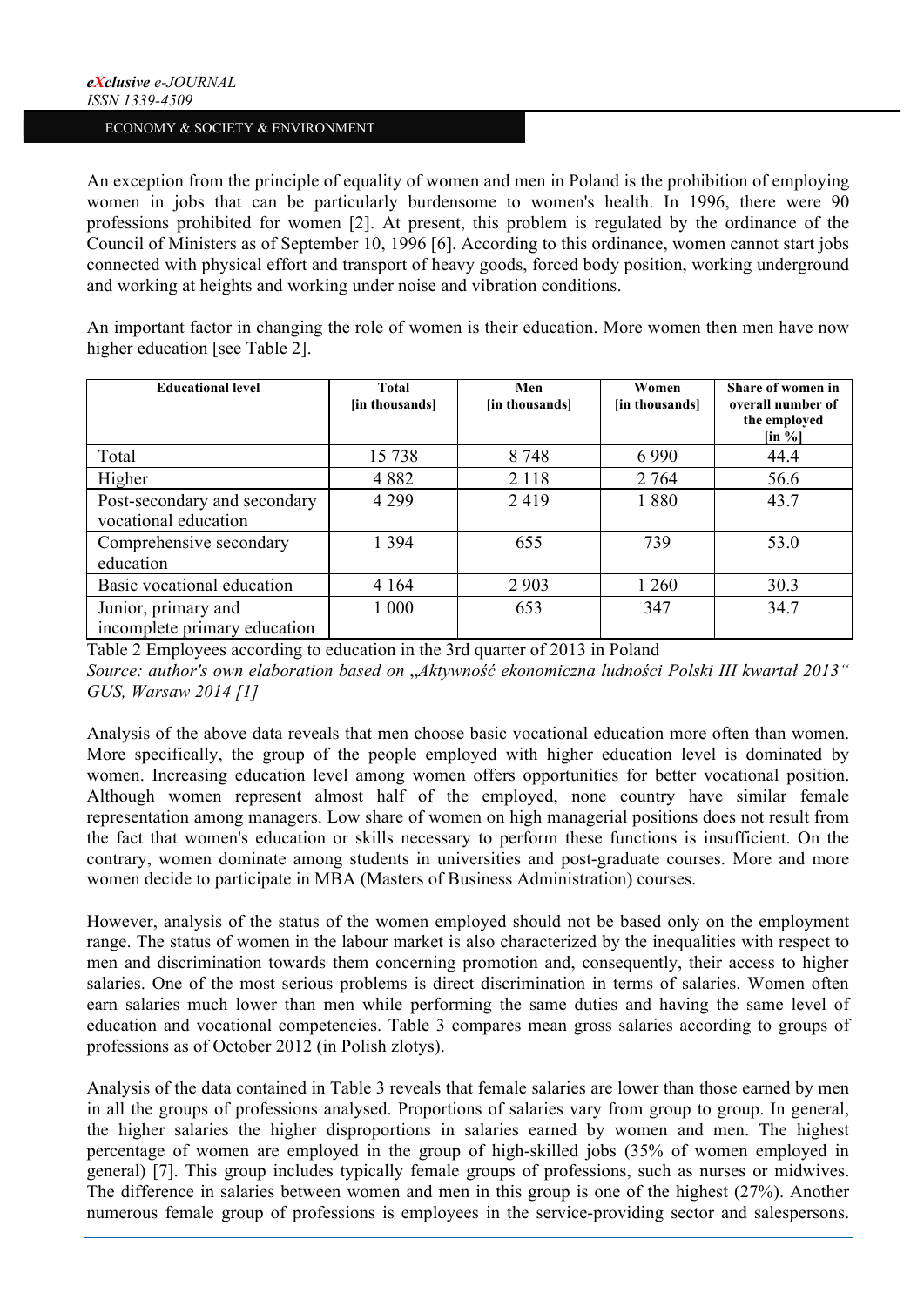An exception from the principle of equality of women and men in Poland is the prohibition of employing women in jobs that can be particularly burdensome to women's health. In 1996, there were 90 professions prohibited for women [2]. At present, this problem is regulated by the ordinance of the Council of Ministers as of September 10, 1996 [6]. According to this ordinance, women cannot start jobs connected with physical effort and transport of heavy goods, forced body position, working underground and working at heights and working under noise and vibration conditions.

An important factor in changing the role of women is their education. More women then men have now higher education [see Table 2].

| Educational level | Total [in thousands] | Men [in thousands] | Women [in thousands] | Share of women in overall number of the employed [in %] |
|---|---|---|---|---|
| Total | 15 738 | 8 748 | 6 990 | 44.4 |
| Higher | 4 882 | 2 118 | 2 764 | 56.6 |
| Post-secondary and secondary vocational education | 4 299 | 2 419 | 1 880 | 43.7 |
| Comprehensive secondary education | 1 394 | 655 | 739 | 53.0 |
| Basic vocational education | 4 164 | 2 903 | 1 260 | 30.3 |
| Junior, primary and incomplete primary education | 1 000 | 653 | 347 | 34.7 |

Table 2 Employees according to education in the 3rd quarter of 2013 in Poland

*Source: author's own elaboration based on „Aktywność ekonomiczna ludności Polski III kwartał 2013" GUS, Warsaw 2014 [1]*

Analysis of the above data reveals that men choose basic vocational education more often than women. More specifically, the group of the people employed with higher education level is dominated by women. Increasing education level among women offers opportunities for better vocational position. Although women represent almost half of the employed, none country have similar female representation among managers. Low share of women on high managerial positions does not result from the fact that women's education or skills necessary to perform these functions is insufficient. On the contrary, women dominate among students in universities and post-graduate courses. More and more women decide to participate in MBA (Masters of Business Administration) courses.

However, analysis of the status of the women employed should not be based only on the employment range. The status of women in the labour market is also characterized by the inequalities with respect to men and discrimination towards them concerning promotion and, consequently, their access to higher salaries. One of the most serious problems is direct discrimination in terms of salaries. Women often earn salaries much lower than men while performing the same duties and having the same level of education and vocational competencies. Table 3 compares mean gross salaries according to groups of professions as of October 2012 (in Polish zlotys).

Analysis of the data contained in Table 3 reveals that female salaries are lower than those earned by men in all the groups of professions analysed. Proportions of salaries vary from group to group. In general, the higher salaries the higher disproportions in salaries earned by women and men. The highest percentage of women are employed in the group of high-skilled jobs (35% of women employed in general) [7]. This group includes typically female groups of professions, such as nurses or midwives. The difference in salaries between women and men in this group is one of the highest (27%). Another numerous female group of professions is employees in the service-providing sector and salespersons.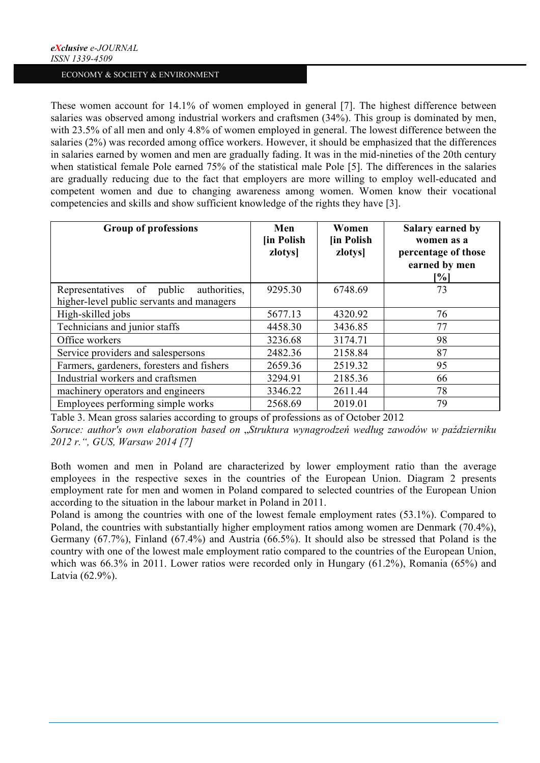These women account for 14.1% of women employed in general [7]. The highest difference between salaries was observed among industrial workers and craftsmen (34%). This group is dominated by men, with 23.5% of all men and only 4.8% of women employed in general. The lowest difference between the salaries (2%) was recorded among office workers. However, it should be emphasized that the differences in salaries earned by women and men are gradually fading. It was in the mid-nineties of the 20th century when statistical female Pole earned 75% of the statistical male Pole [5]. The differences in the salaries are gradually reducing due to the fact that employers are more willing to employ well-educated and competent women and due to changing awareness among women. Women know their vocational competencies and skills and show sufficient knowledge of the rights they have [3].

| Group of professions | Men [in Polish zlotys] | Women [in Polish zlotys] | Salary earned by women as a percentage of those earned by men [%] |
|---|---|---|---|
| Representatives of public authorities, higher-level public servants and managers | 9295.30 | 6748.69 | 73 |
| High-skilled jobs | 5677.13 | 4320.92 | 76 |
| Technicians and junior staffs | 4458.30 | 3436.85 | 77 |
| Office workers | 3236.68 | 3174.71 | 98 |
| Service providers and salespersons | 2482.36 | 2158.84 | 87 |
| Farmers, gardeners, foresters and fishers | 2659.36 | 2519.32 | 95 |
| Industrial workers and craftsmen | 3294.91 | 2185.36 | 66 |
| machinery operators and engineers | 3346.22 | 2611.44 | 78 |
| Employees performing simple works | 2568.69 | 2019.01 | 79 |

Table 3. Mean gross salaries according to groups of professions as of October 2012

*Soruce: author's own elaboration based on „Struktura wynagrodzeń według zawodów w październiku 2012 r.", GUS, Warsaw 2014 [7]*

Both women and men in Poland are characterized by lower employment ratio than the average employees in the respective sexes in the countries of the European Union. Diagram 2 presents employment rate for men and women in Poland compared to selected countries of the European Union according to the situation in the labour market in Poland in 2011.

Poland is among the countries with one of the lowest female employment rates (53.1%). Compared to Poland, the countries with substantially higher employment ratios among women are Denmark (70.4%), Germany (67.7%), Finland (67.4%) and Austria (66.5%). It should also be stressed that Poland is the country with one of the lowest male employment ratio compared to the countries of the European Union, which was 66.3% in 2011. Lower ratios were recorded only in Hungary (61.2%), Romania (65%) and Latvia (62.9%).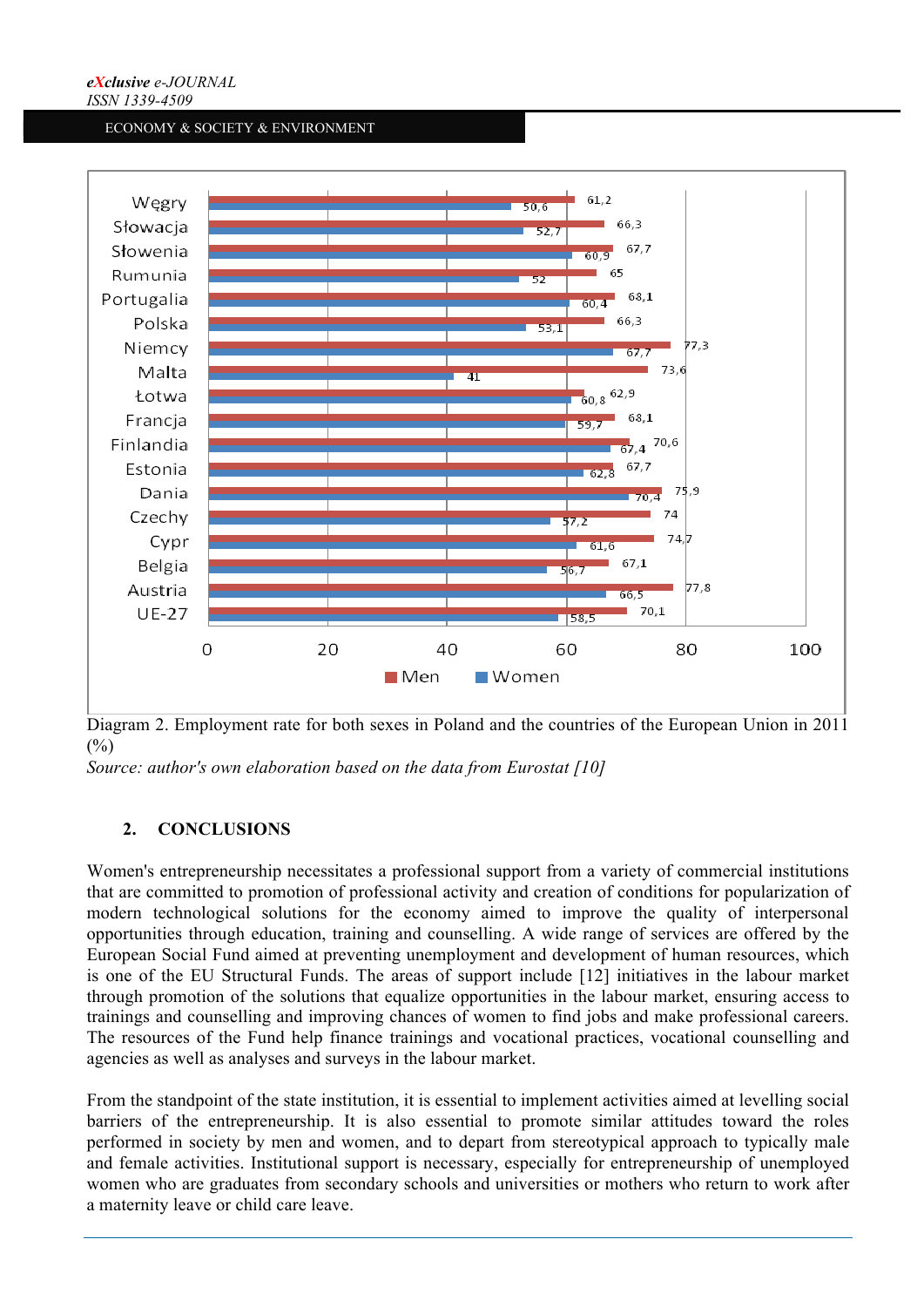| Country | Men | Women |
| --- | --- | --- |
| Węgry | 61,2 | 50,6 |
| Słowacja | 66,3 | 52,7 |
| Słowenia | 67,7 | 60,9 |
| Rumunia | 65 | 52 |
| Portugalia | 68,1 | 60,4 |
| Polska | 66,3 | 53,1 |
| Niemcy | 77,3 | 67,7 |
| Malta | 73,6 | 41 |
| Łotwa | 62,9 | 60,8 |
| Francja | 68,1 | 59,7 |
| Finlandia | 70,6 | 67,4 |
| Estonia | 67,7 | 62,8 |
| Dania | 75,9 | 70,4 |
| Czechy | 74 | 57,2 |
| Cypr | 74,7 | 61,6 |
| Belgia | 67,1 | 56,7 |
| Austria | 77,8 | 66,5 |
| UE-27 | 70,1 | 58,5 |

Diagram 2. Employment rate for both sexes in Poland and the countries of the European Union in 2011 (%)

*Source: author's own elaboration based on the data from Eurostat [10]*

## 2. CONCLUSIONS

Women's entrepreneurship necessitates a professional support from a variety of commercial institutions that are committed to promotion of professional activity and creation of conditions for popularization of modern technological solutions for the economy aimed to improve the quality of interpersonal opportunities through education, training and counselling. A wide range of services are offered by the European Social Fund aimed at preventing unemployment and development of human resources, which is one of the EU Structural Funds. The areas of support include [12] initiatives in the labour market through promotion of the solutions that equalize opportunities in the labour market, ensuring access to trainings and counselling and improving chances of women to find jobs and make professional careers. The resources of the Fund help finance trainings and vocational practices, vocational counselling and agencies as well as analyses and surveys in the labour market.

From the standpoint of the state institution, it is essential to implement activities aimed at levelling social barriers of the entrepreneurship. It is also essential to promote similar attitudes toward the roles performed in society by men and women, and to depart from stereotypical approach to typically male and female activities. Institutional support is necessary, especially for entrepreneurship of unemployed women who are graduates from secondary schools and universities or mothers who return to work after a maternity leave or child care leave.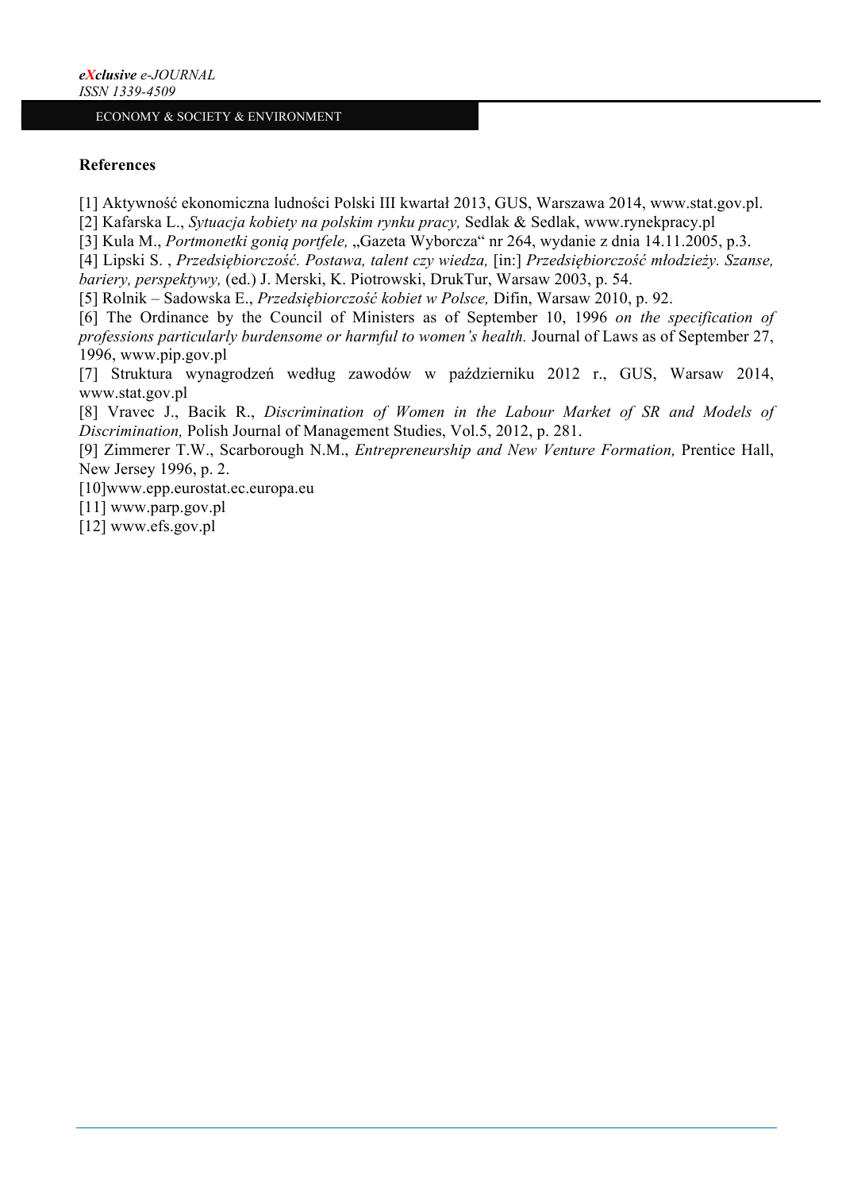## References

[1] Aktywność ekonomiczna ludności Polski III kwartał 2013, GUS, Warszawa 2014, www.stat.gov.pl.

[2] Kafarska L., *Sytuacja kobiety na polskim rynku pracy,* Sedlak & Sedlak, www.rynekpracy.pl

[3] Kula M., *Portmonetki gonią portfele,* „Gazeta Wyborcza" nr 264, wydanie z dnia 14.11.2005, p.3.

[4] Lipski S. , *Przedsiębiorczość. Postawa, talent czy wiedza,* [in:] *Przedsiębiorczość młodzieży. Szanse, bariery, perspektywy,* (ed.) J. Merski, K. Piotrowski, DrukTur, Warsaw 2003, p. 54.

[5] Rolnik – Sadowska E., *Przedsiębiorczość kobiet w Polsce,* Difin, Warsaw 2010, p. 92.

[6] The Ordinance by the Council of Ministers as of September 10, 1996 *on the specification of professions particularly burdensome or harmful to women's health.* Journal of Laws as of September 27, 1996, www.pip.gov.pl

[7] Struktura wynagrodzeń według zawodów w październiku 2012 r., GUS, Warsaw 2014, www.stat.gov.pl

[8] Vravec J., Bacik R., *Discrimination of Women in the Labour Market of SR and Models of Discrimination,* Polish Journal of Management Studies, Vol.5, 2012, p. 281.

[9] Zimmerer T.W., Scarborough N.M., *Entrepreneurship and New Venture Formation,* Prentice Hall, New Jersey 1996, p. 2.

[10]www.epp.eurostat.ec.europa.eu

[11] www.parp.gov.pl

[12] www.efs.gov.pl